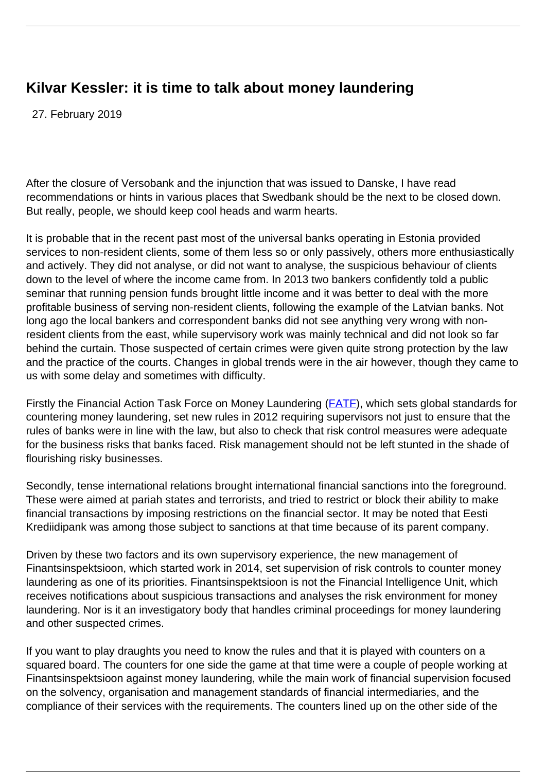# Kilvar Kessler: it is time to talk about money laundering

27. February 2019

After the closure of Versobank and the injunction that was issued to Danske, I have read recommendations or hints in various places that Swedbank should be the next to be closed down. But really, people, we should keep cool heads and warm hearts.

It is probable that in the recent past most of the universal banks operating in Estonia provided services to non-resident clients, some of them less so or only passively, others more enthusiastically and actively. They did not analyse, or did not want to analyse, the suspicious behaviour of clients down to the level of where the income came from. In 2013 two bankers confidently told a public seminar that running pension funds brought little income and it was better to deal with the more profitable business of serving non-resident clients, following the example of the Latvian banks. Not long ago the local bankers and correspondent banks did not see anything very wrong with non-resident clients from the east, while supervisory work was mainly technical and did not look so far behind the curtain. Those suspected of certain crimes were given quite strong protection by the law and the practice of the courts. Changes in global trends were in the air however, though they came to us with some delay and sometimes with difficulty.

Firstly the Financial Action Task Force on Money Laundering (FATF), which sets global standards for countering money laundering, set new rules in 2012 requiring supervisors not just to ensure that the rules of banks were in line with the law, but also to check that risk control measures were adequate for the business risks that banks faced. Risk management should not be left stunted in the shade of flourishing risky businesses.

Secondly, tense international relations brought international financial sanctions into the foreground. These were aimed at pariah states and terrorists, and tried to restrict or block their ability to make financial transactions by imposing restrictions on the financial sector. It may be noted that Eesti Krediidipank was among those subject to sanctions at that time because of its parent company.

Driven by these two factors and its own supervisory experience, the new management of Finantsinspektsioon, which started work in 2014, set supervision of risk controls to counter money laundering as one of its priorities. Finantsinspektsioon is not the Financial Intelligence Unit, which receives notifications about suspicious transactions and analyses the risk environment for money laundering. Nor is it an investigatory body that handles criminal proceedings for money laundering and other suspected crimes.

If you want to play draughts you need to know the rules and that it is played with counters on a squared board. The counters for one side the game at that time were a couple of people working at Finantsinspektsioon against money laundering, while the main work of financial supervision focused on the solvency, organisation and management standards of financial intermediaries, and the compliance of their services with the requirements. The counters lined up on the other side of the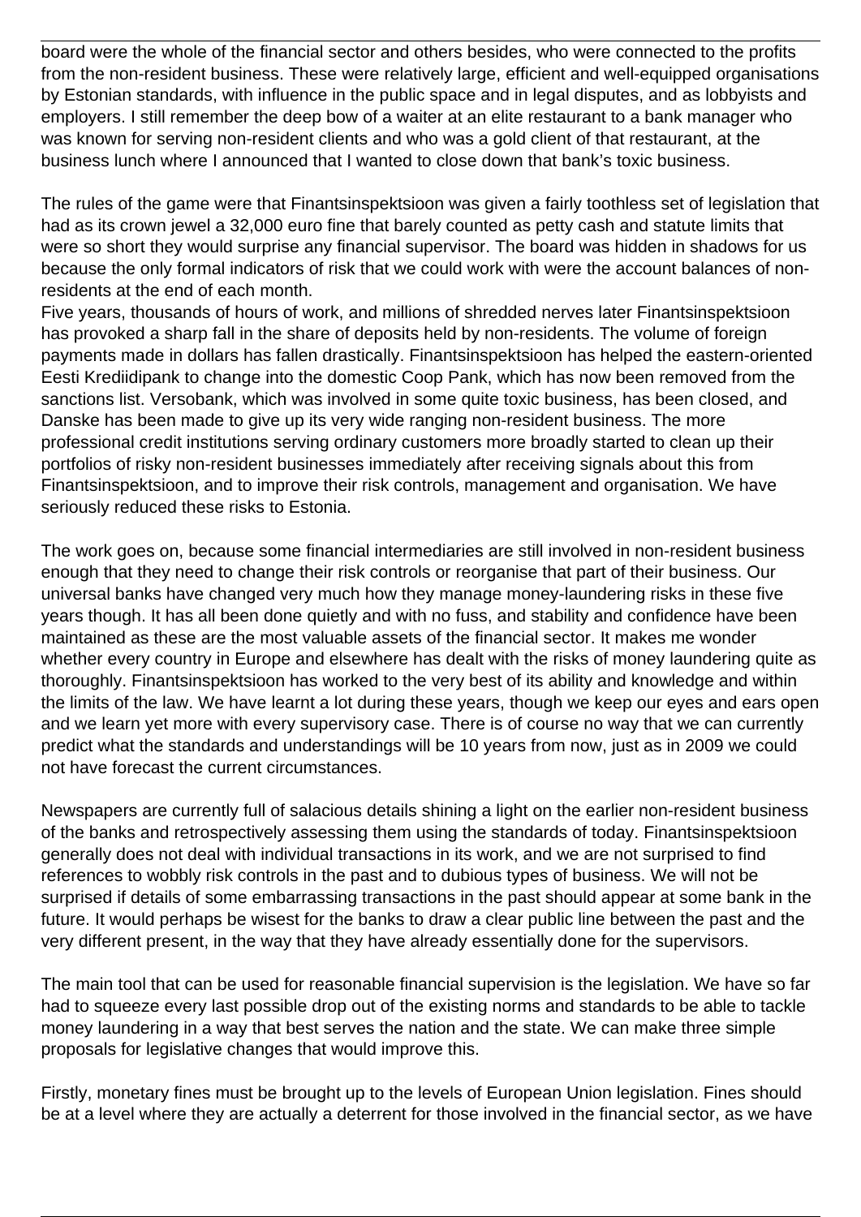board were the whole of the financial sector and others besides, who were connected to the profits from the non-resident business. These were relatively large, efficient and well-equipped organisations by Estonian standards, with influence in the public space and in legal disputes, and as lobbyists and employers. I still remember the deep bow of a waiter at an elite restaurant to a bank manager who was known for serving non-resident clients and who was a gold client of that restaurant, at the business lunch where I announced that I wanted to close down that bank's toxic business.

The rules of the game were that Finantsinspektsioon was given a fairly toothless set of legislation that had as its crown jewel a 32,000 euro fine that barely counted as petty cash and statute limits that were so short they would surprise any financial supervisor. The board was hidden in shadows for us because the only formal indicators of risk that we could work with were the account balances of non-residents at the end of each month.

Five years, thousands of hours of work, and millions of shredded nerves later Finantsinspektsioon has provoked a sharp fall in the share of deposits held by non-residents. The volume of foreign payments made in dollars has fallen drastically. Finantsinspektsioon has helped the eastern-oriented Eesti Krediidipank to change into the domestic Coop Pank, which has now been removed from the sanctions list. Versobank, which was involved in some quite toxic business, has been closed, and Danske has been made to give up its very wide ranging non-resident business. The more professional credit institutions serving ordinary customers more broadly started to clean up their portfolios of risky non-resident businesses immediately after receiving signals about this from Finantsinspektsioon, and to improve their risk controls, management and organisation. We have seriously reduced these risks to Estonia.

The work goes on, because some financial intermediaries are still involved in non-resident business enough that they need to change their risk controls or reorganise that part of their business. Our universal banks have changed very much how they manage money-laundering risks in these five years though. It has all been done quietly and with no fuss, and stability and confidence have been maintained as these are the most valuable assets of the financial sector. It makes me wonder whether every country in Europe and elsewhere has dealt with the risks of money laundering quite as thoroughly. Finantsinspektsioon has worked to the very best of its ability and knowledge and within the limits of the law. We have learnt a lot during these years, though we keep our eyes and ears open and we learn yet more with every supervisory case. There is of course no way that we can currently predict what the standards and understandings will be 10 years from now, just as in 2009 we could not have forecast the current circumstances.

Newspapers are currently full of salacious details shining a light on the earlier non-resident business of the banks and retrospectively assessing them using the standards of today. Finantsinspektsioon generally does not deal with individual transactions in its work, and we are not surprised to find references to wobbly risk controls in the past and to dubious types of business. We will not be surprised if details of some embarrassing transactions in the past should appear at some bank in the future. It would perhaps be wisest for the banks to draw a clear public line between the past and the very different present, in the way that they have already essentially done for the supervisors.

The main tool that can be used for reasonable financial supervision is the legislation. We have so far had to squeeze every last possible drop out of the existing norms and standards to be able to tackle money laundering in a way that best serves the nation and the state. We can make three simple proposals for legislative changes that would improve this.

Firstly, monetary fines must be brought up to the levels of European Union legislation. Fines should be at a level where they are actually a deterrent for those involved in the financial sector, as we have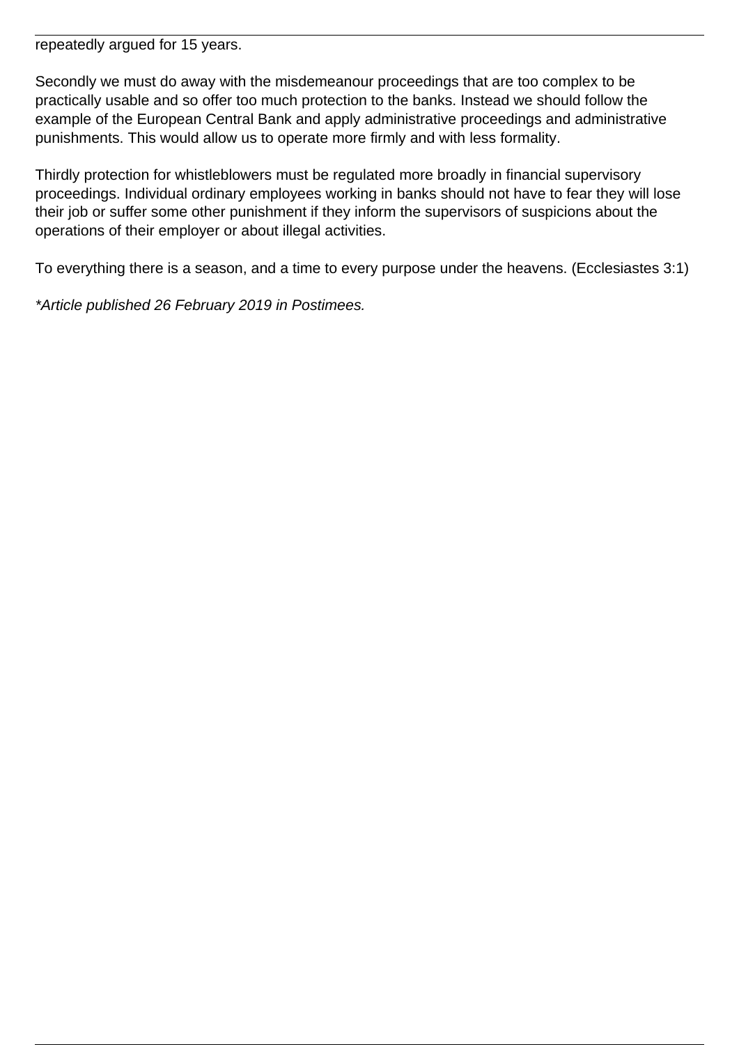repeatedly argued for 15 years.

Secondly we must do away with the misdemeanour proceedings that are too complex to be practically usable and so offer too much protection to the banks. Instead we should follow the example of the European Central Bank and apply administrative proceedings and administrative punishments. This would allow us to operate more firmly and with less formality.

Thirdly protection for whistleblowers must be regulated more broadly in financial supervisory proceedings. Individual ordinary employees working in banks should not have to fear they will lose their job or suffer some other punishment if they inform the supervisors of suspicions about the operations of their employer or about illegal activities.

To everything there is a season, and a time to every purpose under the heavens. (Ecclesiastes 3:1)

*\*Article published 26 February 2019 in Postimees.*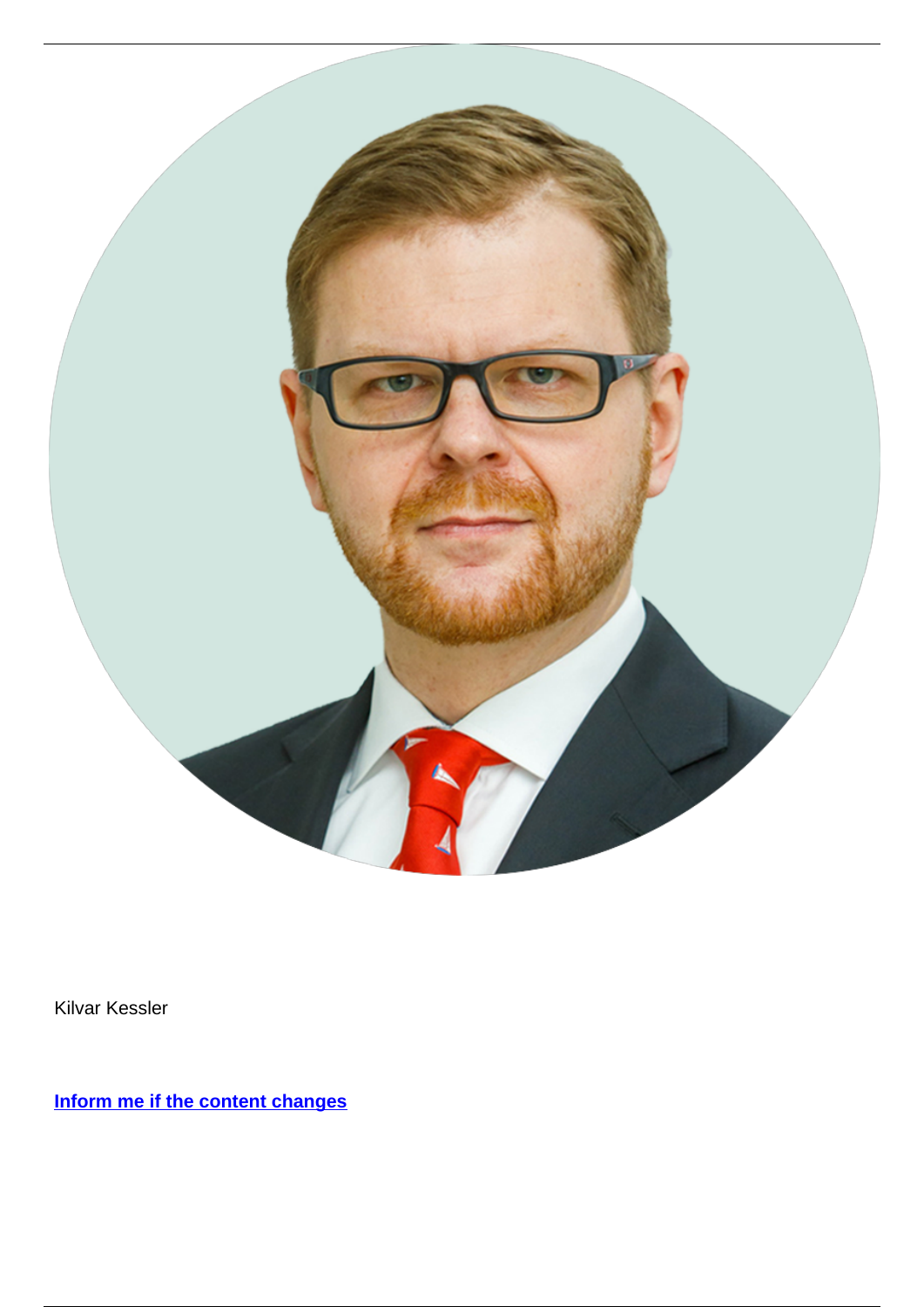Kilvar Kessler

**Inform me if the content changes**